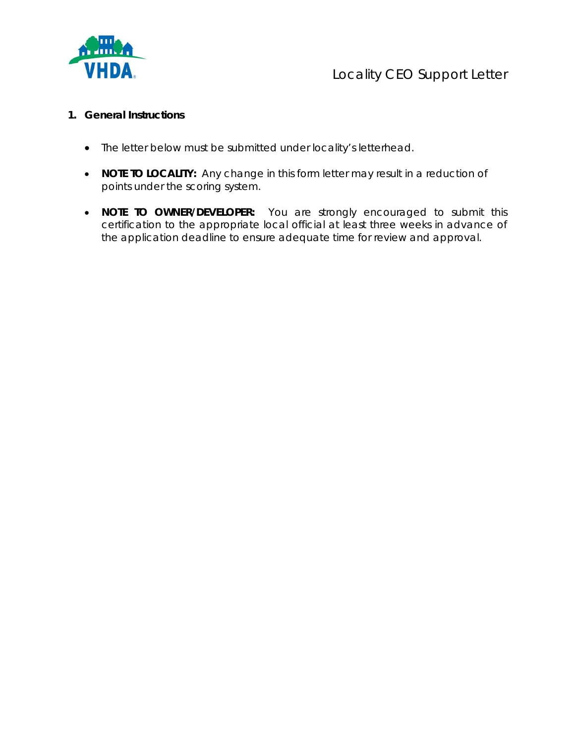# Locality CEO Support Letter

## 1. General Instructions

- The letter below must be submitted under locality's letterhead.
- **NOTE TO LOCALITY:** Any change in this form letter may result in a reduction of points under the scoring system.
- **NOTE TO OWNER/DEVELOPER:** You are strongly encouraged to submit this certification to the appropriate local official at least three weeks in advance of the application deadline to ensure adequate time for review and approval.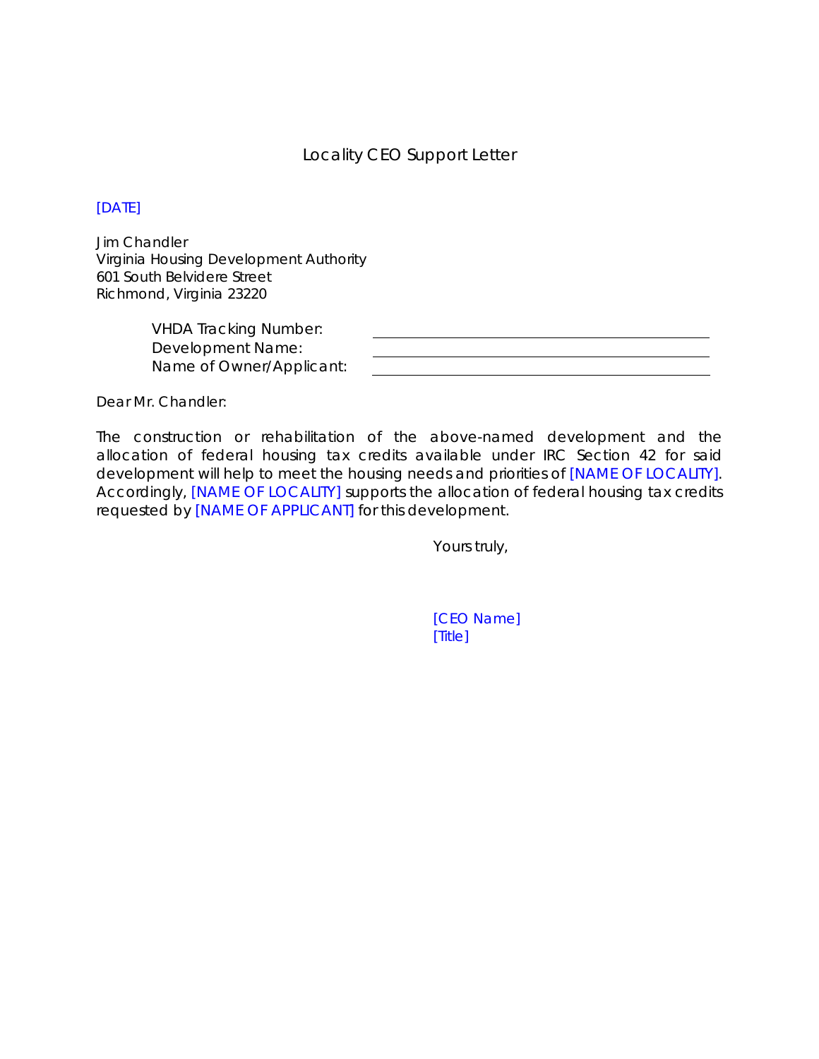# Locality CEO Support Letter

[DATE]

Jim Chandler
Virginia Housing Development Authority
601 South Belvidere Street
Richmond, Virginia 23220

VHDA Tracking Number: ______________________________
Development Name: ______________________________
Name of Owner/Applicant: ______________________________

Dear Mr. Chandler:

The construction or rehabilitation of the above-named development and the allocation of federal housing tax credits available under IRC Section 42 for said development will help to meet the housing needs and priorities of [NAME OF LOCALITY]. Accordingly, [NAME OF LOCALITY] supports the allocation of federal housing tax credits requested by [NAME OF APPLICANT] for this development.

Yours truly,

[CEO Name]
[Title]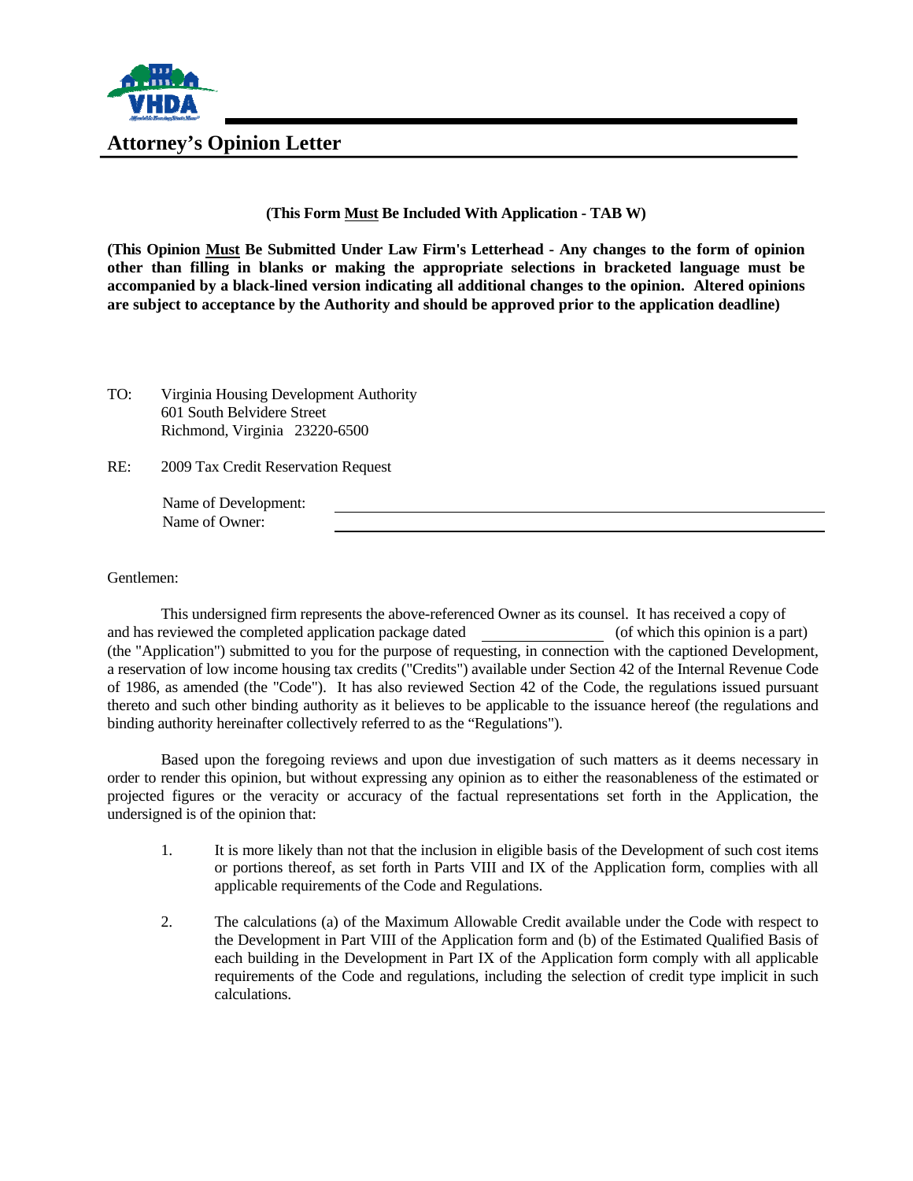# Attorney's Opinion Letter

**(This Form Must Be Included With Application - TAB W)**

**(This Opinion Must Be Submitted Under Law Firm's Letterhead - Any changes to the form of opinion other than filling in blanks or making the appropriate selections in bracketed language must be accompanied by a black-lined version indicating all additional changes to the opinion. Altered opinions are subject to acceptance by the Authority and should be approved prior to the application deadline)**

TO: Virginia Housing Development Authority
601 South Belvidere Street
Richmond, Virginia 23220-6500

RE: 2009 Tax Credit Reservation Request

Name of Development: ______________________________

Name of Owner: ______________________________

Gentlemen:

This undersigned firm represents the above-referenced Owner as its counsel. It has received a copy of and has reviewed the completed application package dated ______________ (of which this opinion is a part) (the "Application") submitted to you for the purpose of requesting, in connection with the captioned Development, a reservation of low income housing tax credits ("Credits") available under Section 42 of the Internal Revenue Code of 1986, as amended (the "Code"). It has also reviewed Section 42 of the Code, the regulations issued pursuant thereto and such other binding authority as it believes to be applicable to the issuance hereof (the regulations and binding authority hereinafter collectively referred to as the "Regulations").

Based upon the foregoing reviews and upon due investigation of such matters as it deems necessary in order to render this opinion, but without expressing any opinion as to either the reasonableness of the estimated or projected figures or the veracity or accuracy of the factual representations set forth in the Application, the undersigned is of the opinion that:

1. It is more likely than not that the inclusion in eligible basis of the Development of such cost items or portions thereof, as set forth in Parts VIII and IX of the Application form, complies with all applicable requirements of the Code and Regulations.

2. The calculations (a) of the Maximum Allowable Credit available under the Code with respect to the Development in Part VIII of the Application form and (b) of the Estimated Qualified Basis of each building in the Development in Part IX of the Application form comply with all applicable requirements of the Code and regulations, including the selection of credit type implicit in such calculations.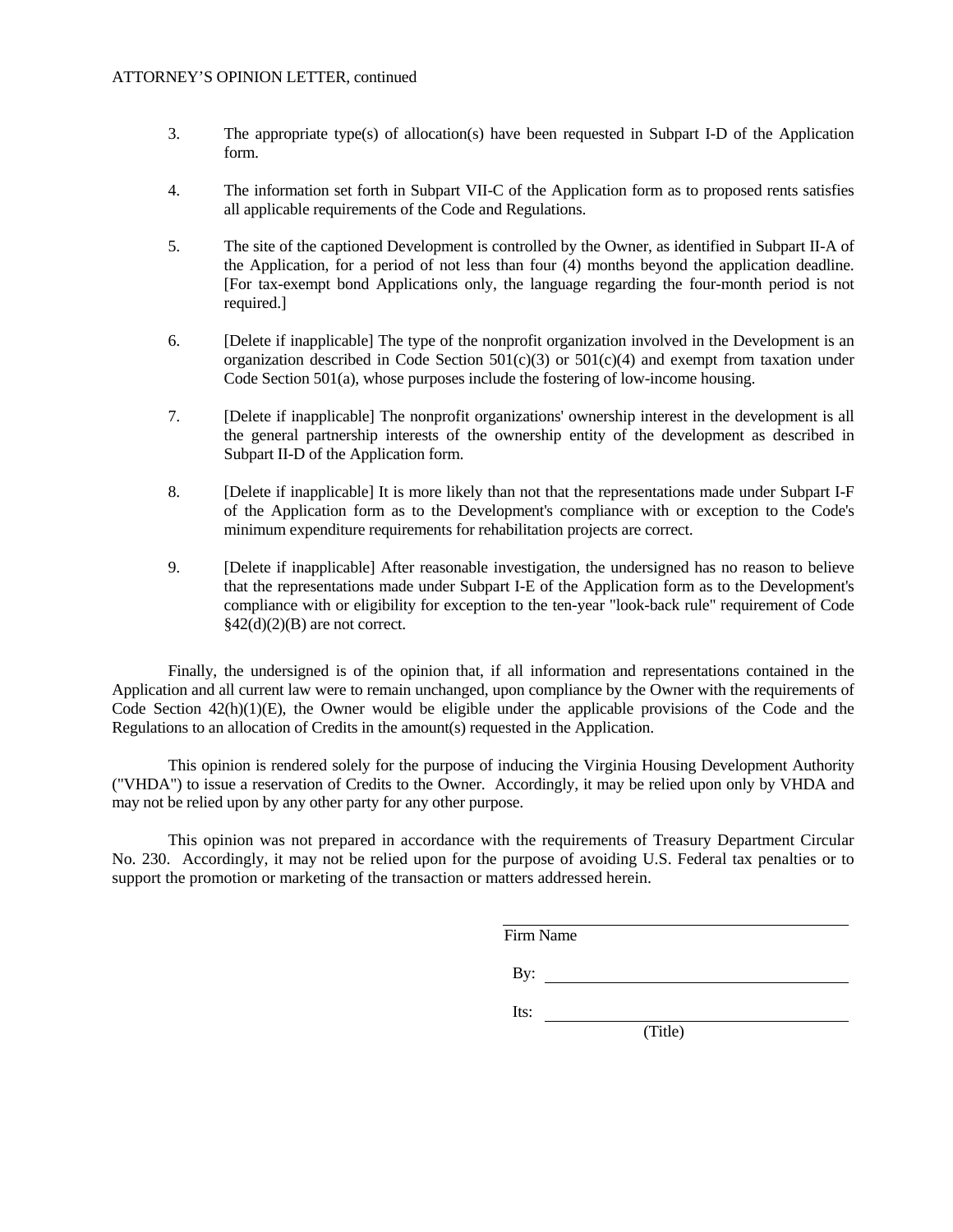3. The appropriate type(s) of allocation(s) have been requested in Subpart I-D of the Application form.

4. The information set forth in Subpart VII-C of the Application form as to proposed rents satisfies all applicable requirements of the Code and Regulations.

5. The site of the captioned Development is controlled by the Owner, as identified in Subpart II-A of the Application, for a period of not less than four (4) months beyond the application deadline. [For tax-exempt bond Applications only, the language regarding the four-month period is not required.]

6. [Delete if inapplicable] The type of the nonprofit organization involved in the Development is an organization described in Code Section 501(c)(3) or 501(c)(4) and exempt from taxation under Code Section 501(a), whose purposes include the fostering of low-income housing.

7. [Delete if inapplicable] The nonprofit organizations' ownership interest in the development is all the general partnership interests of the ownership entity of the development as described in Subpart II-D of the Application form.

8. [Delete if inapplicable] It is more likely than not that the representations made under Subpart I-F of the Application form as to the Development's compliance with or exception to the Code's minimum expenditure requirements for rehabilitation projects are correct.

9. [Delete if inapplicable] After reasonable investigation, the undersigned has no reason to believe that the representations made under Subpart I-E of the Application form as to the Development's compliance with or eligibility for exception to the ten-year "look-back rule" requirement of Code §42(d)(2)(B) are not correct.

Finally, the undersigned is of the opinion that, if all information and representations contained in the Application and all current law were to remain unchanged, upon compliance by the Owner with the requirements of Code Section 42(h)(1)(E), the Owner would be eligible under the applicable provisions of the Code and the Regulations to an allocation of Credits in the amount(s) requested in the Application.

This opinion is rendered solely for the purpose of inducing the Virginia Housing Development Authority ("VHDA") to issue a reservation of Credits to the Owner. Accordingly, it may be relied upon only by VHDA and may not be relied upon by any other party for any other purpose.

This opinion was not prepared in accordance with the requirements of Treasury Department Circular No. 230. Accordingly, it may not be relied upon for the purpose of avoiding U.S. Federal tax penalties or to support the promotion or marketing of the transaction or matters addressed herein.

\_\_\_\_\_\_\_\_\_\_\_\_\_\_\_\_\_\_\_\_\_\_\_\_\_\_\_\_\_\_\_\_\_\_\_\_\_\_\_\_
Firm Name

By: \_\_\_\_\_\_\_\_\_\_\_\_\_\_\_\_\_\_\_\_\_\_\_\_\_\_\_\_\_\_\_\_\_\_\_\_

Its: \_\_\_\_\_\_\_\_\_\_\_\_\_\_\_\_\_\_\_\_\_\_\_\_\_\_\_\_\_\_\_\_\_\_\_\_
(Title)